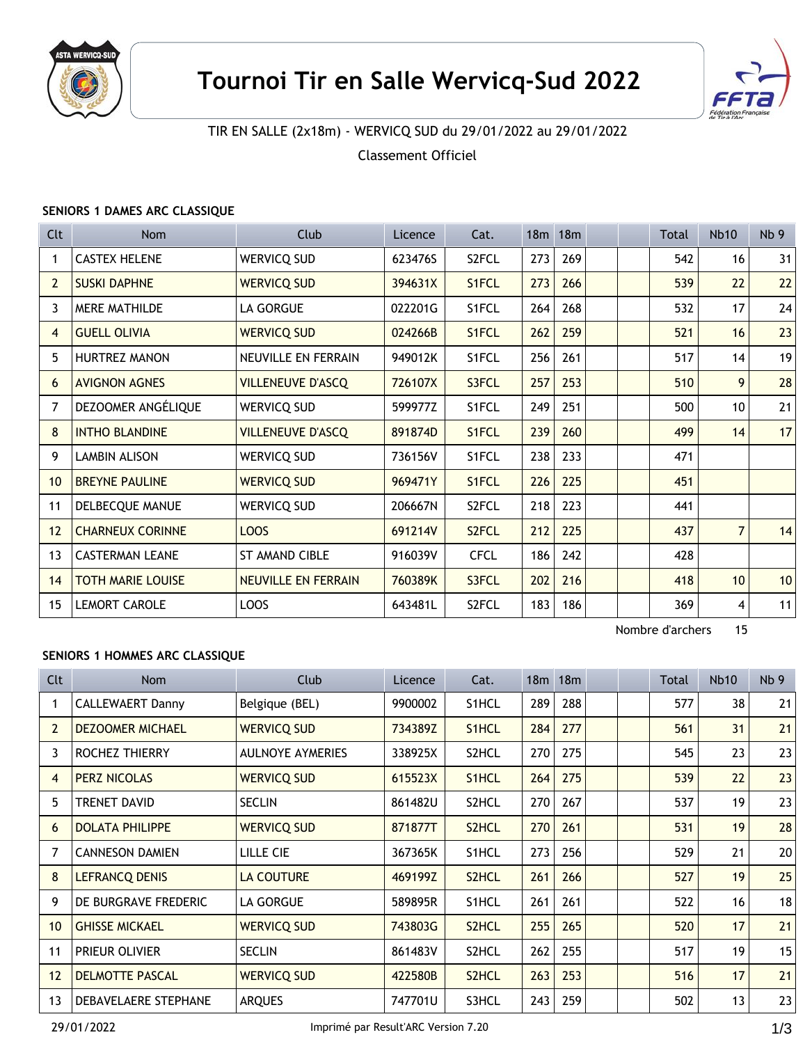# Tournoi Tir en Salle Wervicq-Sud 2022

TIR EN SALLE (2x18m) - WERVICQ SUD du 29/01/2022 au 29/01/2022

Classement Officiel

### SENIORS 1 DAMES ARC CLASSIQUE

| Clt | Nom | Club | Licence | Cat. | 18m | 18m | | | Total | Nb10 | Nb 9 |
|---|---|---|---|---|---|---|---|---|---|---|---|
| 1 | CASTEX HELENE | WERVICQ SUD | 623476S | S2FCL | 273 | 269 | | | 542 | 16 | 31 |
| 2 | SUSKI DAPHNE | WERVICQ SUD | 394631X | S1FCL | 273 | 266 | | | 539 | 22 | 22 |
| 3 | MERE MATHILDE | LA GORGUE | 022201G | S1FCL | 264 | 268 | | | 532 | 17 | 24 |
| 4 | GUELL OLIVIA | WERVICQ SUD | 024266B | S1FCL | 262 | 259 | | | 521 | 16 | 23 |
| 5 | HURTREZ MANON | NEUVILLE EN FERRAIN | 949012K | S1FCL | 256 | 261 | | | 517 | 14 | 19 |
| 6 | AVIGNON AGNES | VILLENEUVE D'ASCQ | 726107X | S3FCL | 257 | 253 | | | 510 | 9 | 28 |
| 7 | DEZOOMER ANGÉLIQUE | WERVICQ SUD | 599977Z | S1FCL | 249 | 251 | | | 500 | 10 | 21 |
| 8 | INTHO BLANDINE | VILLENEUVE D'ASCQ | 891874D | S1FCL | 239 | 260 | | | 499 | 14 | 17 |
| 9 | LAMBIN ALISON | WERVICQ SUD | 736156V | S1FCL | 238 | 233 | | | 471 | | |
| 10 | BREYNE PAULINE | WERVICQ SUD | 969471Y | S1FCL | 226 | 225 | | | 451 | | |
| 11 | DELBECQUE MANUE | WERVICQ SUD | 206667N | S2FCL | 218 | 223 | | | 441 | | |
| 12 | CHARNEUX CORINNE | LOOS | 691214V | S2FCL | 212 | 225 | | | 437 | 7 | 14 |
| 13 | CASTERMAN LEANE | ST AMAND CIBLE | 916039V | CFCL | 186 | 242 | | | 428 | | |
| 14 | TOTH MARIE LOUISE | NEUVILLE EN FERRAIN | 760389K | S3FCL | 202 | 216 | | | 418 | 10 | 10 |
| 15 | LEMORT CAROLE | LOOS | 643481L | S2FCL | 183 | 186 | | | 369 | 4 | 11 |

Nombre d'archers 15

### SENIORS 1 HOMMES ARC CLASSIQUE

| Clt | Nom | Club | Licence | Cat. | 18m | 18m | | | Total | Nb10 | Nb 9 |
|---|---|---|---|---|---|---|---|---|---|---|---|
| 1 | CALLEWAERT Danny | Belgique (BEL) | 9900002 | S1HCL | 289 | 288 | | | 577 | 38 | 21 |
| 2 | DEZOOMER MICHAEL | WERVICQ SUD | 734389Z | S1HCL | 284 | 277 | | | 561 | 31 | 21 |
| 3 | ROCHEZ THIERRY | AULNOYE AYMERIES | 338925X | S2HCL | 270 | 275 | | | 545 | 23 | 23 |
| 4 | PERZ NICOLAS | WERVICQ SUD | 615523X | S1HCL | 264 | 275 | | | 539 | 22 | 23 |
| 5 | TRENET DAVID | SECLIN | 861482U | S2HCL | 270 | 267 | | | 537 | 19 | 23 |
| 6 | DOLATA PHILIPPE | WERVICQ SUD | 871877T | S2HCL | 270 | 261 | | | 531 | 19 | 28 |
| 7 | CANNESON DAMIEN | LILLE CIE | 367365K | S1HCL | 273 | 256 | | | 529 | 21 | 20 |
| 8 | LEFRANCQ DENIS | LA COUTURE | 469199Z | S2HCL | 261 | 266 | | | 527 | 19 | 25 |
| 9 | DE BURGRAVE FREDERIC | LA GORGUE | 589895R | S1HCL | 261 | 261 | | | 522 | 16 | 18 |
| 10 | GHISSE MICKAEL | WERVICQ SUD | 743803G | S2HCL | 255 | 265 | | | 520 | 17 | 21 |
| 11 | PRIEUR OLIVIER | SECLIN | 861483V | S2HCL | 262 | 255 | | | 517 | 19 | 15 |
| 12 | DELMOTTE PASCAL | WERVICQ SUD | 422580B | S2HCL | 263 | 253 | | | 516 | 17 | 21 |
| 13 | DEBAVELAERE STEPHANE | ARQUES | 747701U | S3HCL | 243 | 259 | | | 502 | 13 | 23 |

29/01/2022 Imprimé par Result'ARC Version 7.20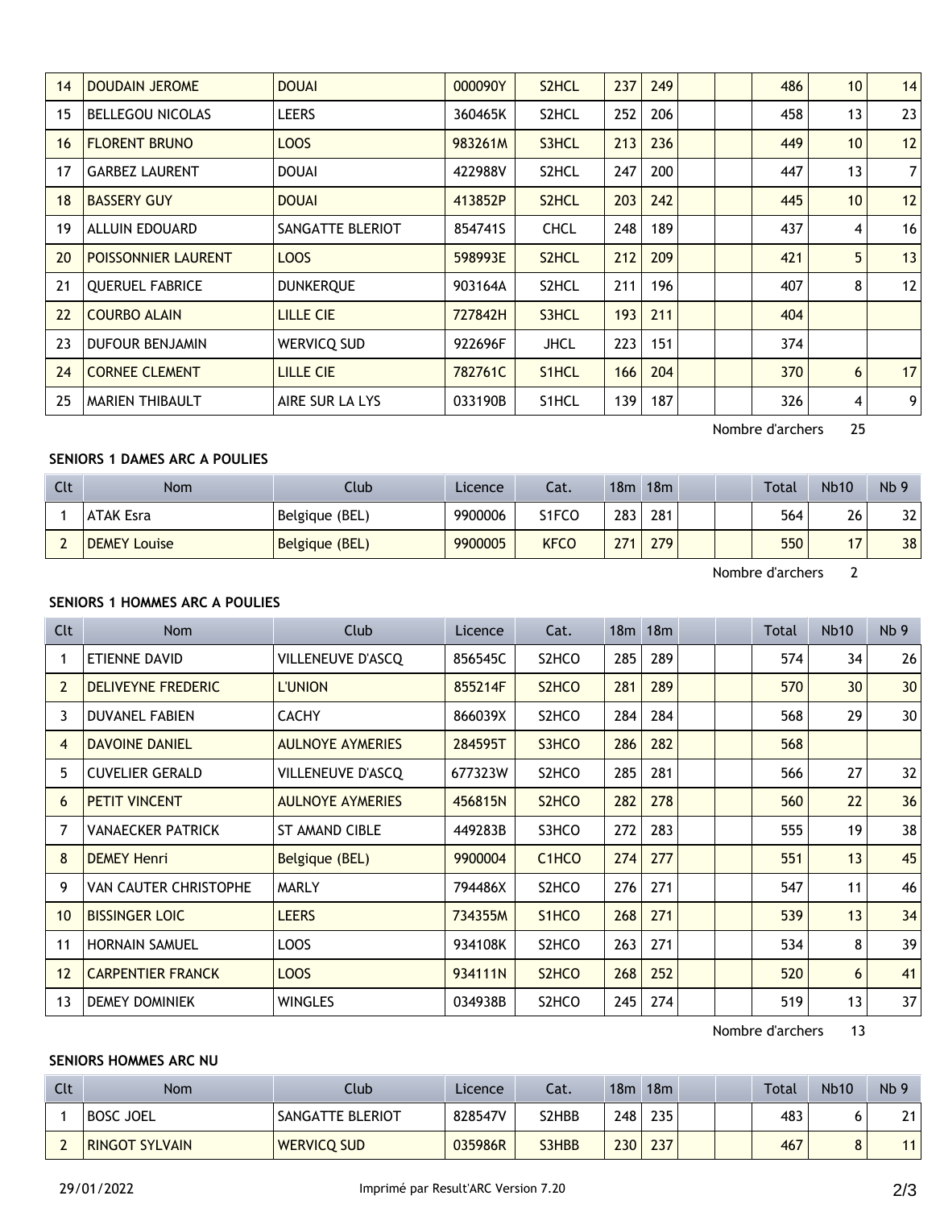| 14 | DOUDAIN JEROME | DOUAI | 000090Y | S2HCL | 237 | 249 | | | 486 | 10 | 14 |
|---|---|---|---|---|---|---|---|---|---|---|---|
| 15 | BELLEGOU NICOLAS | LEERS | 360465K | S2HCL | 252 | 206 | | | 458 | 13 | 23 |
| 16 | FLORENT BRUNO | LOOS | 983261M | S3HCL | 213 | 236 | | | 449 | 10 | 12 |
| 17 | GARBEZ LAURENT | DOUAI | 422988V | S2HCL | 247 | 200 | | | 447 | 13 | 7 |
| 18 | BASSERY GUY | DOUAI | 413852P | S2HCL | 203 | 242 | | | 445 | 10 | 12 |
| 19 | ALLUIN EDOUARD | SANGATTE BLERIOT | 854741S | CHCL | 248 | 189 | | | 437 | 4 | 16 |
| 20 | POISSONNIER LAURENT | LOOS | 598993E | S2HCL | 212 | 209 | | | 421 | 5 | 13 |
| 21 | QUERUEL FABRICE | DUNKERQUE | 903164A | S2HCL | 211 | 196 | | | 407 | 8 | 12 |
| 22 | COURBO ALAIN | LILLE CIE | 727842H | S3HCL | 193 | 211 | | | 404 | | |
| 23 | DUFOUR BENJAMIN | WERVICQ SUD | 922696F | JHCL | 223 | 151 | | | 374 | | |
| 24 | CORNEE CLEMENT | LILLE CIE | 782761C | S1HCL | 166 | 204 | | | 370 | 6 | 17 |
| 25 | MARIEN THIBAULT | AIRE SUR LA LYS | 033190B | S1HCL | 139 | 187 | | | 326 | 4 | 9 |

Nombre d'archers 25

### SENIORS 1 DAMES ARC A POULIES

| Clt | Nom | Club | Licence | Cat. | 18m | 18m | | | Total | Nb10 | Nb 9 |
|---|---|---|---|---|---|---|---|---|---|---|---|
| 1 | ATAK Esra | Belgique (BEL) | 9900006 | S1FCO | 283 | 281 | | | 564 | 26 | 32 |
| 2 | DEMEY Louise | Belgique (BEL) | 9900005 | KFCO | 271 | 279 | | | 550 | 17 | 38 |

Nombre d'archers 2

### SENIORS 1 HOMMES ARC A POULIES

| Clt | Nom | Club | Licence | Cat. | 18m | 18m | | | Total | Nb10 | Nb 9 |
|---|---|---|---|---|---|---|---|---|---|---|---|
| 1 | ETIENNE DAVID | VILLENEUVE D'ASCQ | 856545C | S2HCO | 285 | 289 | | | 574 | 34 | 26 |
| 2 | DELIVEYNE FREDERIC | L'UNION | 855214F | S2HCO | 281 | 289 | | | 570 | 30 | 30 |
| 3 | DUVANEL FABIEN | CACHY | 866039X | S2HCO | 284 | 284 | | | 568 | 29 | 30 |
| 4 | DAVOINE DANIEL | AULNOYE AYMERIES | 284595T | S3HCO | 286 | 282 | | | 568 | | |
| 5 | CUVELIER GERALD | VILLENEUVE D'ASCQ | 677323W | S2HCO | 285 | 281 | | | 566 | 27 | 32 |
| 6 | PETIT VINCENT | AULNOYE AYMERIES | 456815N | S2HCO | 282 | 278 | | | 560 | 22 | 36 |
| 7 | VANAECKER PATRICK | ST AMAND CIBLE | 449283B | S3HCO | 272 | 283 | | | 555 | 19 | 38 |
| 8 | DEMEY Henri | Belgique (BEL) | 9900004 | C1HCO | 274 | 277 | | | 551 | 13 | 45 |
| 9 | VAN CAUTER CHRISTOPHE | MARLY | 794486X | S2HCO | 276 | 271 | | | 547 | 11 | 46 |
| 10 | BISSINGER LOIC | LEERS | 734355M | S1HCO | 268 | 271 | | | 539 | 13 | 34 |
| 11 | HORNAIN SAMUEL | LOOS | 934108K | S2HCO | 263 | 271 | | | 534 | 8 | 39 |
| 12 | CARPENTIER FRANCK | LOOS | 934111N | S2HCO | 268 | 252 | | | 520 | 6 | 41 |
| 13 | DEMEY DOMINIEK | WINGLES | 034938B | S2HCO | 245 | 274 | | | 519 | 13 | 37 |

Nombre d'archers 13

### SENIORS HOMMES ARC NU

| Clt | Nom | Club | Licence | Cat. | 18m | 18m | | | Total | Nb10 | Nb 9 |
|---|---|---|---|---|---|---|---|---|---|---|---|
| 1 | BOSC JOEL | SANGATTE BLERIOT | 828547V | S2HBB | 248 | 235 | | | 483 | 6 | 21 |
| 2 | RINGOT SYLVAIN | WERVICQ SUD | 035986R | S3HBB | 230 | 237 | | | 467 | 8 | 11 |

29/01/2022 Imprimé par Result'ARC Version 7.20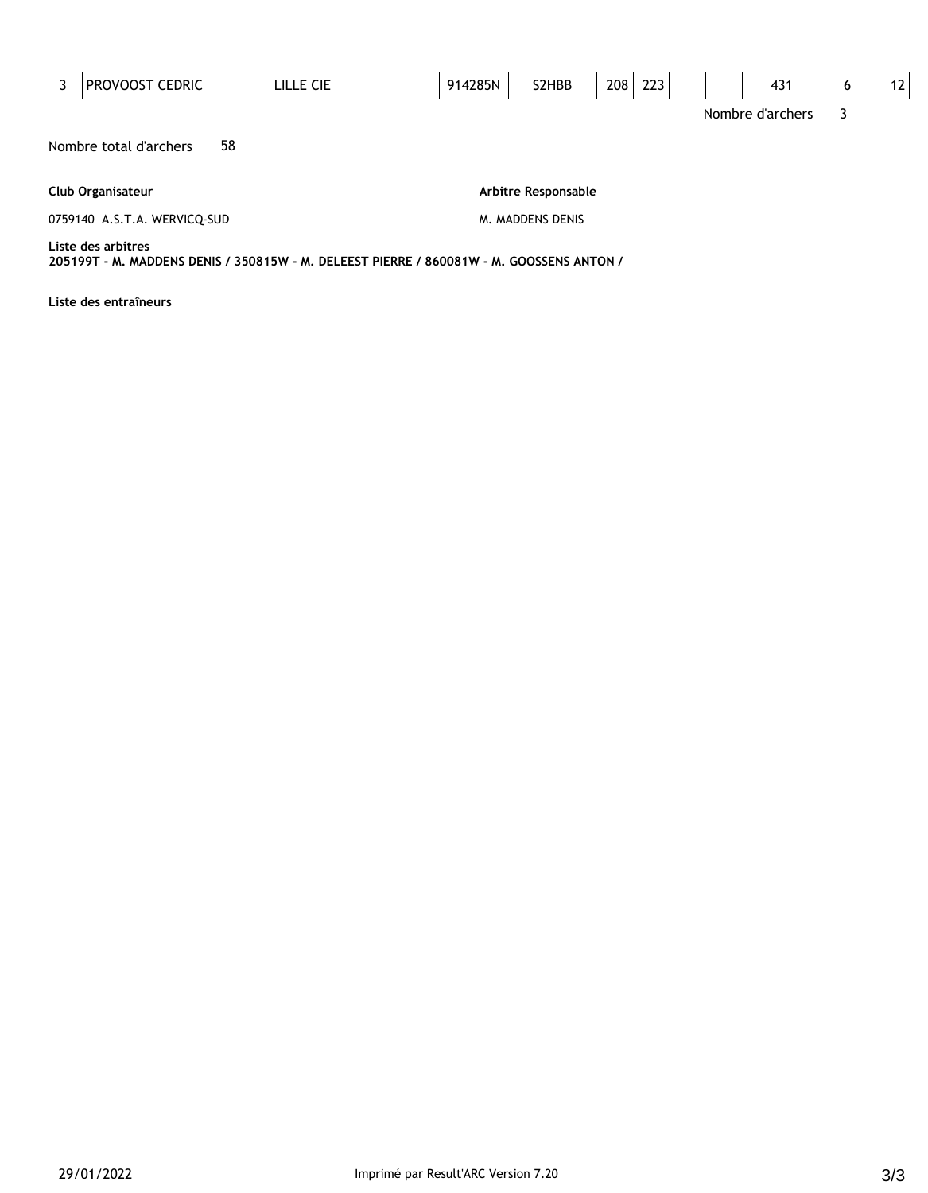| 3 | PROVOOST CEDRIC | LILLE CIE | 914285N | S2HBB | 208 | 223 | | | 431 | 6 | 12 |
|---|---|---|---|---|---|---|---|---|---|---|---|

Nombre d'archers 3

Nombre total d'archers 58

**Club Organisateur**

0759140 A.S.T.A. WERVICQ-SUD

**Arbitre Responsable**

M. MADDENS DENIS

**Liste des arbitres**

**205199T - M. MADDENS DENIS / 350815W - M. DELEEST PIERRE / 860081W - M. GOOSSENS ANTON /**

**Liste des entraîneurs**

29/01/2022 Imprimé par Result'ARC Version 7.20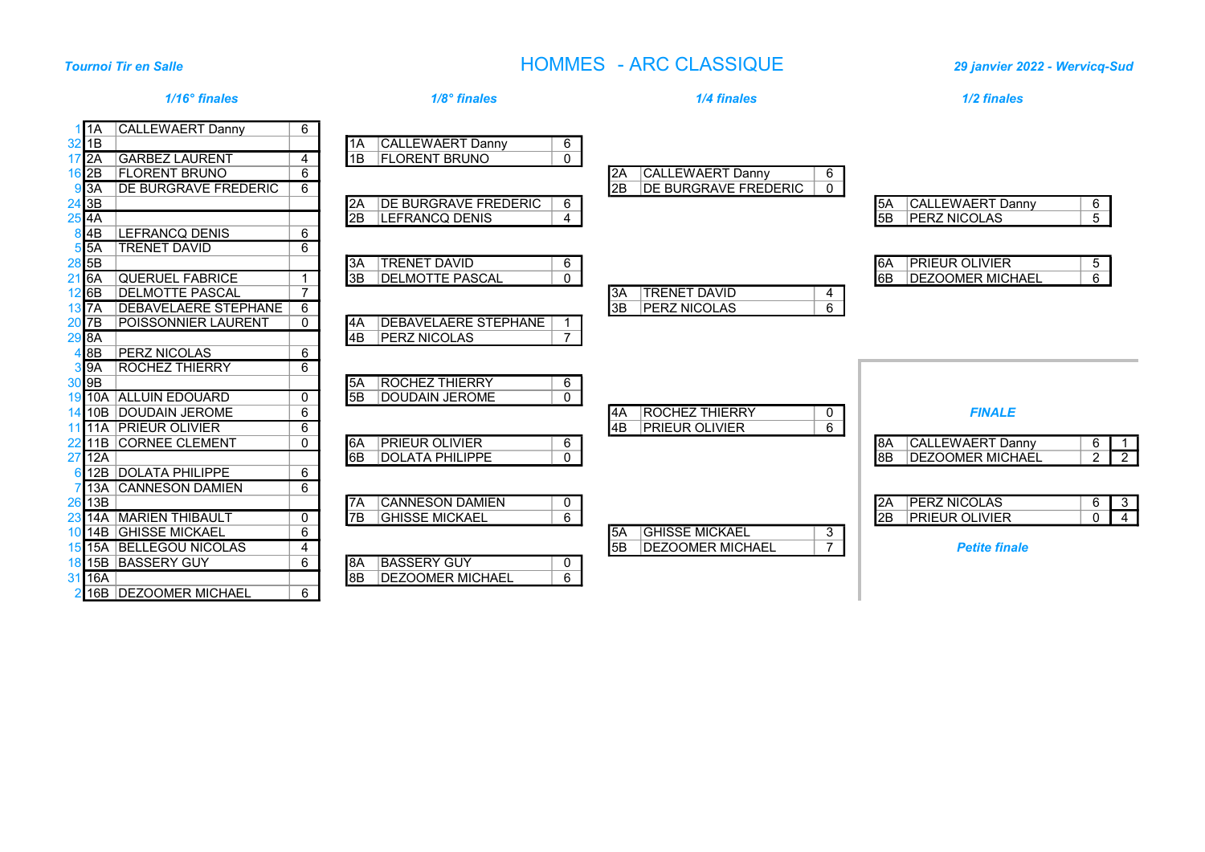*Tournoi Tir en Salle*

# HOMMES - ARC CLASSIQUE

*29 janvier 2022 - Wervicq-Sud*

## *1/16° finales*

| Seed | Pos | Nom | Score |
|---|---|---|---|
| 1 | 1A | CALLEWAERT Danny | 6 |
| 32 | 1B | | |
| 17 | 2A | GARBEZ LAURENT | 4 |
| 16 | 2B | FLORENT BRUNO | 6 |
| 9 | 3A | DE BURGRAVE FREDERIC | 6 |
| 24 | 3B | | |
| 25 | 4A | | |
| 8 | 4B | LEFRANCQ DENIS | 6 |
| 5 | 5A | TRENET DAVID | 6 |
| 28 | 5B | | |
| 21 | 6A | QUERUEL FABRICE | 1 |
| 12 | 6B | DELMOTTE PASCAL | 7 |
| 13 | 7A | DEBAVELAERE STEPHANE | 6 |
| 20 | 7B | POISSONNIER LAURENT | 0 |
| 29 | 8A | | |
| 4 | 8B | PERZ NICOLAS | 6 |
| 3 | 9A | ROCHEZ THIERRY | 6 |
| 30 | 9B | | |
| 19 | 10A | ALLUIN EDOUARD | 0 |
| 14 | 10B | DOUDAIN JEROME | 6 |
| 11 | 11A | PRIEUR OLIVIER | 6 |
| 22 | 11B | CORNEE CLEMENT | 0 |
| 27 | 12A | | |
| 6 | 12B | DOLATA PHILIPPE | 6 |
| 7 | 13A | CANNESON DAMIEN | 6 |
| 26 | 13B | | |
| 23 | 14A | MARIEN THIBAULT | 0 |
| 10 | 14B | GHISSE MICKAEL | 6 |
| 15 | 15A | BELLEGOU NICOLAS | 4 |
| 18 | 15B | BASSERY GUY | 6 |
| 31 | 16A | | |
| 2 | 16B | DEZOOMER MICHAEL | 6 |

## *1/8° finales*

| Pos | Nom | Score |
|---|---|---|
| 1A | CALLEWAERT Danny | 6 |
| 1B | FLORENT BRUNO | 0 |
| 2A | DE BURGRAVE FREDERIC | 6 |
| 2B | LEFRANCQ DENIS | 4 |
| 3A | TRENET DAVID | 6 |
| 3B | DELMOTTE PASCAL | 0 |
| 4A | DEBAVELAERE STEPHANE | 1 |
| 4B | PERZ NICOLAS | 7 |
| 5A | ROCHEZ THIERRY | 6 |
| 5B | DOUDAIN JEROME | 0 |
| 6A | PRIEUR OLIVIER | 6 |
| 6B | DOLATA PHILIPPE | 0 |
| 7A | CANNESON DAMIEN | 0 |
| 7B | GHISSE MICKAEL | 6 |
| 8A | BASSERY GUY | 0 |
| 8B | DEZOOMER MICHAEL | 6 |

## *1/4 finales*

| Pos | Nom | Score |
|---|---|---|
| 2A | CALLEWAERT Danny | 6 |
| 2B | DE BURGRAVE FREDERIC | 0 |
| 3A | TRENET DAVID | 4 |
| 3B | PERZ NICOLAS | 6 |
| 4A | ROCHEZ THIERRY | 0 |
| 4B | PRIEUR OLIVIER | 6 |
| 5A | GHISSE MICKAEL | 3 |
| 5B | DEZOOMER MICHAEL | 7 |

## *1/2 finales*

| Pos | Nom | Score |
|---|---|---|
| 5A | CALLEWAERT Danny | 6 |
| 5B | PERZ NICOLAS | 5 |
| 6A | PRIEUR OLIVIER | 5 |
| 6B | DEZOOMER MICHAEL | 6 |

## *FINALE*

| Pos | Nom | Score | Classement |
|---|---|---|---|
| 8A | CALLEWAERT Danny | 6 | 1 |
| 8B | DEZOOMER MICHAEL | 2 | 2 |

## *Petite finale*

| Pos | Nom | Score | Classement |
|---|---|---|---|
| 2A | PERZ NICOLAS | 6 | 3 |
| 2B | PRIEUR OLIVIER | 0 | 4 |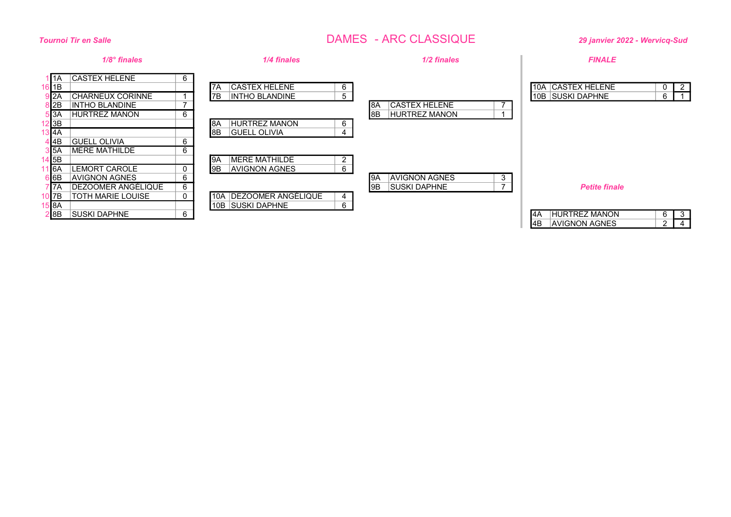*Tournoi Tir en Salle*

# DAMES - ARC CLASSIQUE

*29 janvier 2022 - Wervicq-Sud*

### *1/8° finales*

| Seed | Pos | Nom | Score |
|---|---|---|---|
| 1 | 1A | CASTEX HELENE | 6 |
| 16 | 1B | | |
| 9 | 2A | CHARNEUX CORINNE | 1 |
| 8 | 2B | INTHO BLANDINE | 7 |
| 5 | 3A | HURTREZ MANON | 6 |
| 12 | 3B | | |
| 13 | 4A | | |
| 4 | 4B | GUELL OLIVIA | 6 |
| 3 | 5A | MERE MATHILDE | 6 |
| 14 | 5B | | |
| 11 | 6A | LEMORT CAROLE | 0 |
| 6 | 6B | AVIGNON AGNES | 6 |
| 7 | 7A | DEZOOMER ANGÈLIQUE | 6 |
| 10 | 7B | TOTH MARIE LOUISE | 0 |
| 15 | 8A | | |
| 2 | 8B | SUSKI DAPHNE | 6 |

### *1/4 finales*

| Pos | Nom | Score |
|---|---|---|
| 7A | CASTEX HELENE | 6 |
| 7B | INTHO BLANDINE | 5 |
| 8A | HURTREZ MANON | 6 |
| 8B | GUELL OLIVIA | 4 |
| 9A | MERE MATHILDE | 2 |
| 9B | AVIGNON AGNES | 6 |
| 10A | DEZOOMER ANGÈLIQUE | 4 |
| 10B | SUSKI DAPHNE | 6 |

### *1/2 finales*

| Pos | Nom | Score |
|---|---|---|
| 8A | CASTEX HELENE | 7 |
| 8B | HURTREZ MANON | 1 |
| 9A | AVIGNON AGNES | 3 |
| 9B | SUSKI DAPHNE | 7 |

### *FINALE*

| Pos | Nom | Score | |
|---|---|---|---|
| 10A | CASTEX HELENE | 0 | 2 |
| 10B | SUSKI DAPHNE | 6 | 1 |

### *Petite finale*

| Pos | Nom | Score | |
|---|---|---|---|
| 4A | HURTREZ MANON | 6 | 3 |
| 4B | AVIGNON AGNES | 2 | 4 |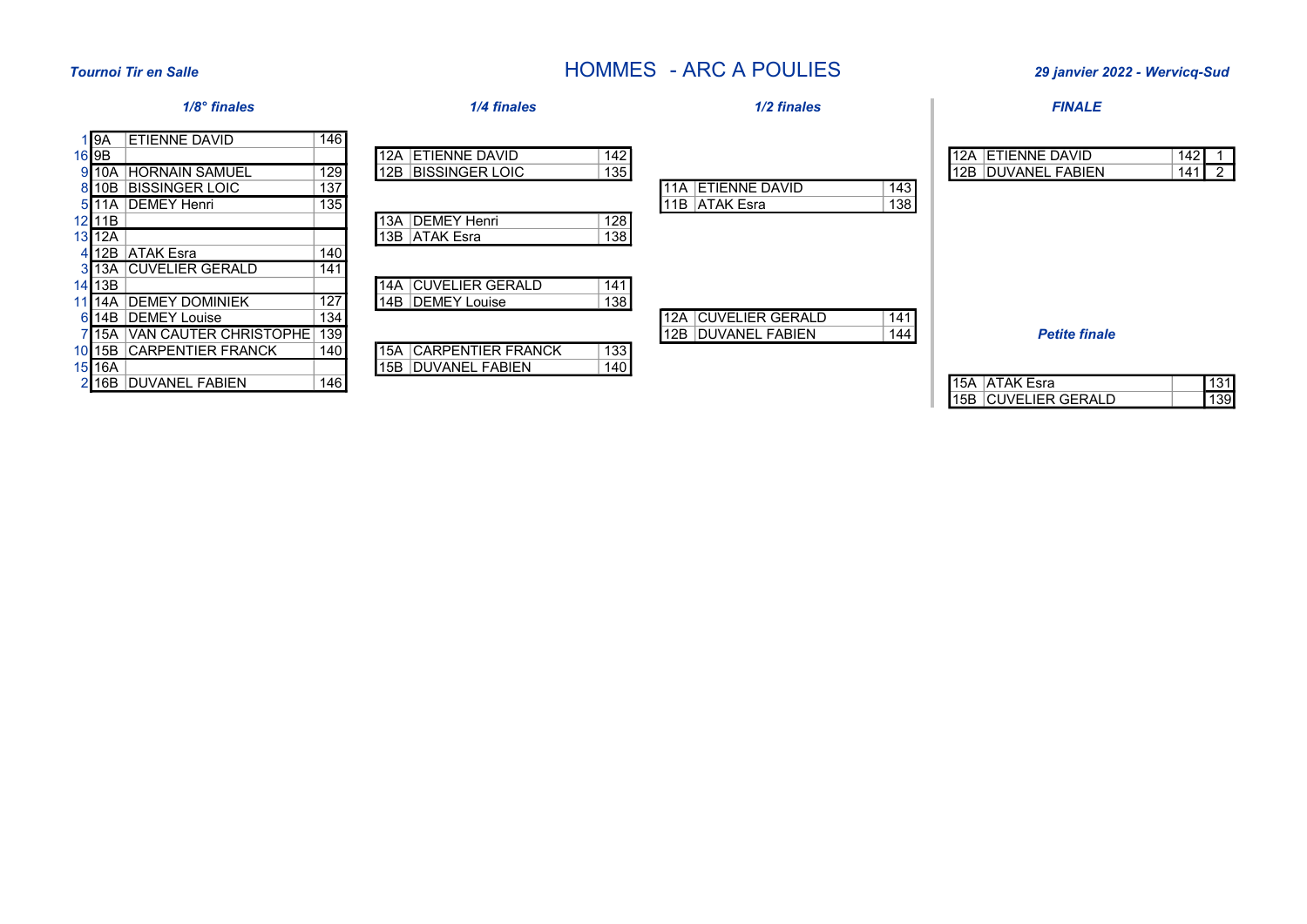*Tournoi Tir en Salle*

# HOMMES - ARC A POULIES

*29 janvier 2022 - Wervicq-Sud*

### *1/8° finales*

| | | | |
|---|---|---|---|
| 1 | 9A | ETIENNE DAVID | 146 |
| 16 | 9B | | |
| 9 | 10A | HORNAIN SAMUEL | 129 |
| 8 | 10B | BISSINGER LOIC | 137 |
| 5 | 11A | DEMEY Henri | 135 |
| 12 | 11B | | |
| 13 | 12A | | |
| 4 | 12B | ATAK Esra | 140 |
| 3 | 13A | CUVELIER GERALD | 141 |
| 14 | 13B | | |
| 11 | 14A | DEMEY DOMINIEK | 127 |
| 6 | 14B | DEMEY Louise | 134 |
| 7 | 15A | VAN CAUTER CHRISTOPHE | 139 |
| 10 | 15B | CARPENTIER FRANCK | 140 |
| 15 | 16A | | |
| 2 | 16B | DUVANEL FABIEN | 146 |

### *1/4 finales*

| | | |
|---|---|---|
| 12A | ETIENNE DAVID | 142 |
| 12B | BISSINGER LOIC | 135 |
| 13A | DEMEY Henri | 128 |
| 13B | ATAK Esra | 138 |
| 14A | CUVELIER GERALD | 141 |
| 14B | DEMEY Louise | 138 |
| 15A | CARPENTIER FRANCK | 133 |
| 15B | DUVANEL FABIEN | 140 |

### *1/2 finales*

| | | |
|---|---|---|
| 11A | ETIENNE DAVID | 143 |
| 11B | ATAK Esra | 138 |
| 12A | CUVELIER GERALD | 141 |
| 12B | DUVANEL FABIEN | 144 |

### *FINALE*

| | | | |
|---|---|---|---|
| 12A | ETIENNE DAVID | 142 | 1 |
| 12B | DUVANEL FABIEN | 141 | 2 |

### *Petite finale*

| | | | |
|---|---|---|---|
| 15A | ATAK Esra | | 131 |
| 15B | CUVELIER GERALD | | 139 |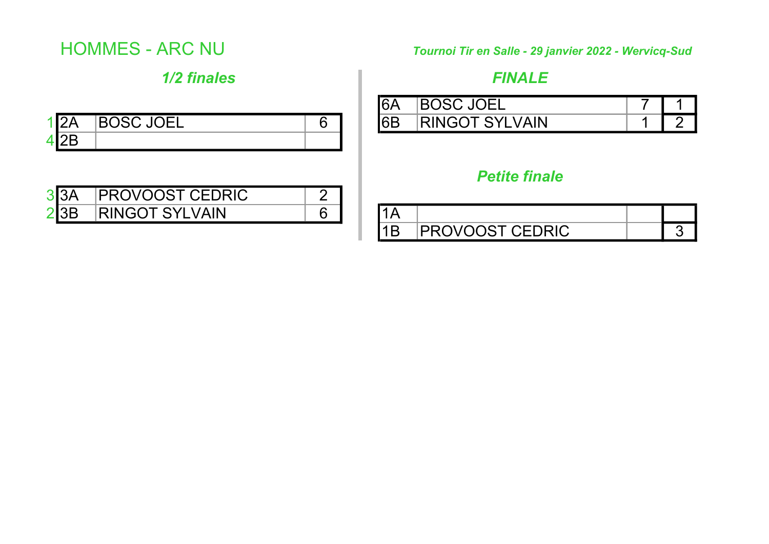## HOMMES - ARC NU

*Tournoi Tir en Salle - 29 janvier 2022 - Wervicq-Sud*

### *1/2 finales*

| | | | |
|---|---|---|---|
| 1 | 2A | BOSC JOEL | 6 |
| 4 | 2B | | |

| | | | |
|---|---|---|---|
| 3 | 3A | PROVOOST CEDRIC | 2 |
| 2 | 3B | RINGOT SYLVAIN | 6 |

### *FINALE*

| | | | |
|---|---|---|---|
| 6A | BOSC JOEL | 7 | 1 |
| 6B | RINGOT SYLVAIN | 1 | 2 |

### *Petite finale*

| | | | |
|---|---|---|---|
| 1A | | | |
| 1B | PROVOOST CEDRIC | | 3 |